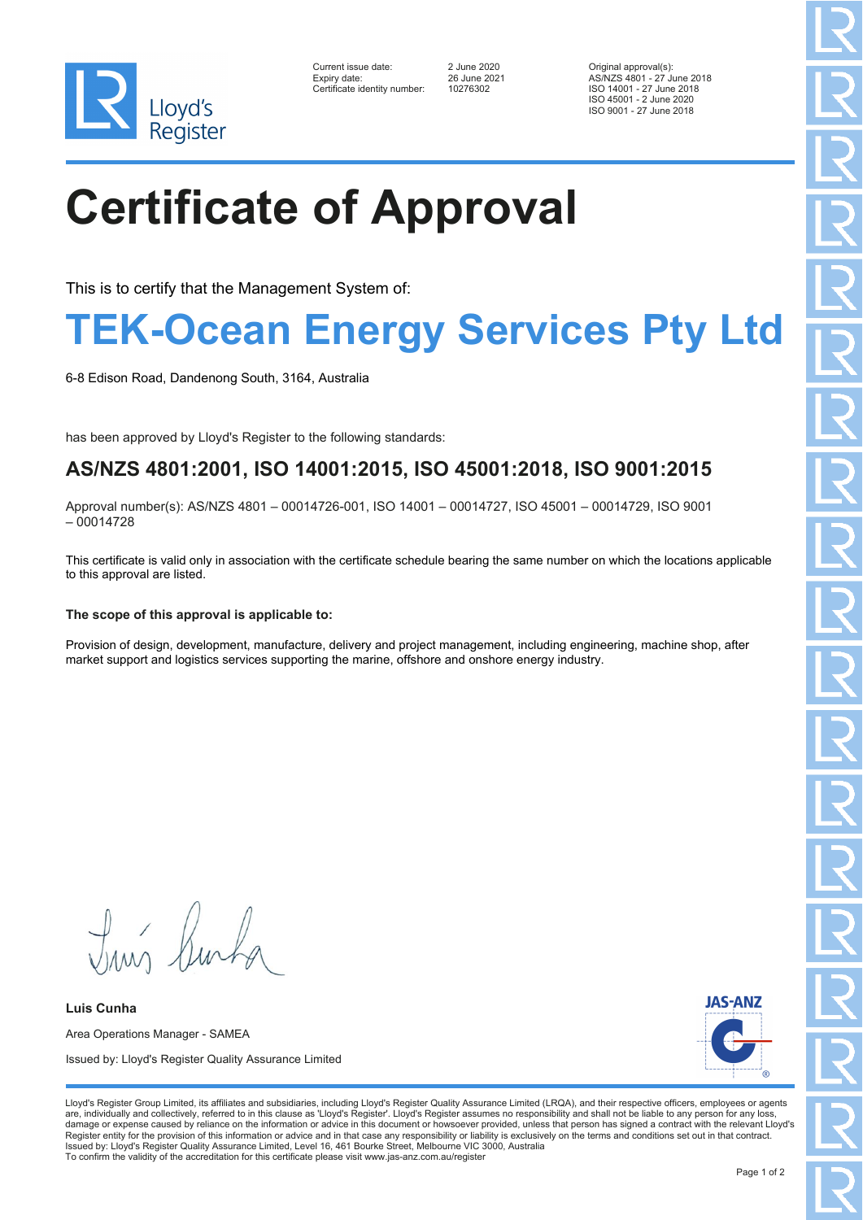Lloyd's Register

| | | |
|---|---|---|
| Current issue date: | 2 June 2020 | Original approval(s): |
| Expiry date: | 26 June 2021 | AS/NZS 4801 - 27 June 2018 |
| Certificate identity number: | 10276302 | ISO 14001 - 27 June 2018 |
| | | ISO 45001 - 2 June 2020 |
| | | ISO 9001 - 27 June 2018 |

# Certificate of Approval

This is to certify that the Management System of:

## TEK-Ocean Energy Services Pty Ltd

6-8 Edison Road, Dandenong South, 3164, Australia

has been approved by Lloyd's Register to the following standards:

## AS/NZS 4801:2001, ISO 14001:2015, ISO 45001:2018, ISO 9001:2015

Approval number(s): AS/NZS 4801 – 00014726-001, ISO 14001 – 00014727, ISO 45001 – 00014729, ISO 9001 – 00014728

This certificate is valid only in association with the certificate schedule bearing the same number on which the locations applicable to this approval are listed.

**The scope of this approval is applicable to:**

Provision of design, development, manufacture, delivery and project management, including engineering, machine shop, after market support and logistics services supporting the marine, offshore and onshore energy industry.

**Luis Cunha**

Area Operations Manager - SAMEA

Issued by: Lloyd's Register Quality Assurance Limited

JAS-ANZ

Lloyd's Register Group Limited, its affiliates and subsidiaries, including Lloyd's Register Quality Assurance Limited (LRQA), and their respective officers, employees or agents are, individually and collectively, referred to in this clause as 'Lloyd's Register'. Lloyd's Register assumes no responsibility and shall not be liable to any person for any loss, damage or expense caused by reliance on the information or advice in this document or howsoever provided, unless that person has signed a contract with the relevant Lloyd's Register entity for the provision of this information or advice and in that case any responsibility or liability is exclusively on the terms and conditions set out in that contract.
Issued by: Lloyd's Register Quality Assurance Limited, Level 16, 461 Bourke Street, Melbourne VIC 3000, Australia
To confirm the validity of the accreditation for this certificate please visit www.jas-anz.com.au/register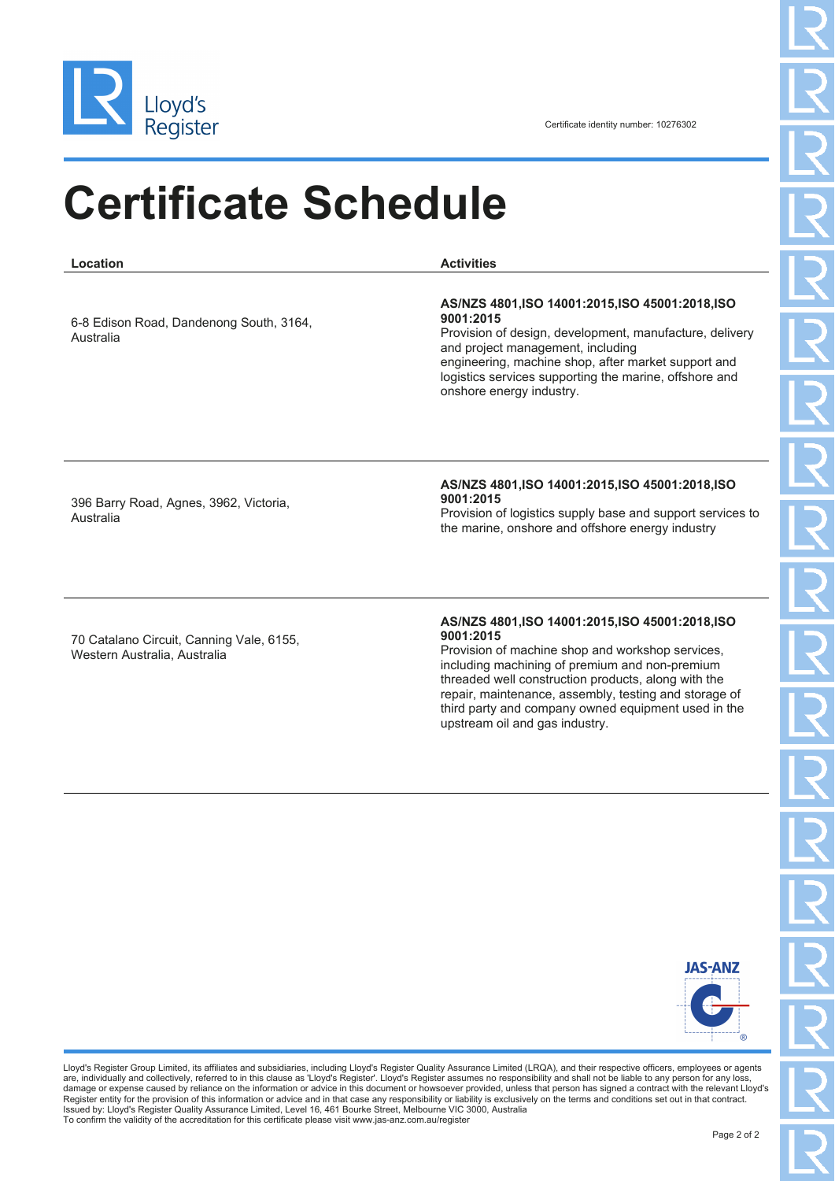Certificate identity number: 10276302

# Certificate Schedule

| Location | Activities |
| --- | --- |
| 6-8 Edison Road, Dandenong South, 3164, Australia | **AS/NZS 4801,ISO 14001:2015,ISO 45001:2018,ISO 9001:2015**<br>Provision of design, development, manufacture, delivery and project management, including engineering, machine shop, after market support and logistics services supporting the marine, offshore and onshore energy industry. |
| 396 Barry Road, Agnes, 3962, Victoria, Australia | **AS/NZS 4801,ISO 14001:2015,ISO 45001:2018,ISO 9001:2015**<br>Provision of logistics supply base and support services to the marine, onshore and offshore energy industry |
| 70 Catalano Circuit, Canning Vale, 6155, Western Australia, Australia | **AS/NZS 4801,ISO 14001:2015,ISO 45001:2018,ISO 9001:2015**<br>Provision of machine shop and workshop services, including machining of premium and non-premium threaded well construction products, along with the repair, maintenance, assembly, testing and storage of third party and company owned equipment used in the upstream oil and gas industry. |

JAS-ANZ

Lloyd's Register Group Limited, its affiliates and subsidiaries, including Lloyd's Register Quality Assurance Limited (LRQA), and their respective officers, employees or agents are, individually and collectively, referred to in this clause as 'Lloyd's Register'. Lloyd's Register assumes no responsibility and shall not be liable to any person for any loss, damage or expense caused by reliance on the information or advice in this document or howsoever provided, unless that person has signed a contract with the relevant Lloyd's Register entity for the provision of this information or advice and in that case any responsibility or liability is exclusively on the terms and conditions set out in that contract.
Issued by: Lloyd's Register Quality Assurance Limited, Level 16, 461 Bourke Street, Melbourne VIC 3000, Australia
To confirm the validity of the accreditation for this certificate please visit www.jas-anz.com.au/register